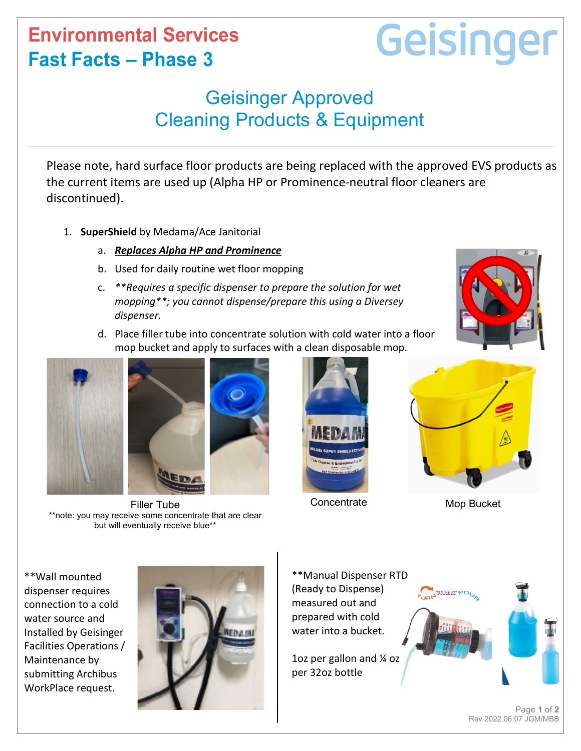# Environmental Services
# Fast Facts – Phase 3

Geisinger

## Geisinger Approved Cleaning Products & Equipment

Please note, hard surface floor products are being replaced with the approved EVS products as the current items are used up (Alpha HP or Prominence-neutral floor cleaners are discontinued).

1. **SuperShield** by Medama/Ace Janitorial
   a. ***Replaces Alpha HP and Prominence***
   b. Used for daily routine wet floor mopping
   c. ***Requires a specific dispenser to prepare the solution for wet mopping**; you cannot dispense/prepare this using a Diversey dispenser.*
   d. Place filler tube into concentrate solution with cold water into a floor mop bucket and apply to surfaces with a clean disposable mop.

Filler Tube
**note: you may receive some concentrate that are clear but will eventually receive blue**

Concentrate

Mop Bucket

**Wall mounted dispenser requires connection to a cold water source and Installed by Geisinger Facilities Operations / Maintenance by submitting Archibus WorkPlace request.

**Manual Dispenser RTD (Ready to Dispense) measured out and prepared with cold water into a bucket.

1oz per gallon and ¼ oz per 32oz bottle

Rev 2022.06.07 JGM/MBB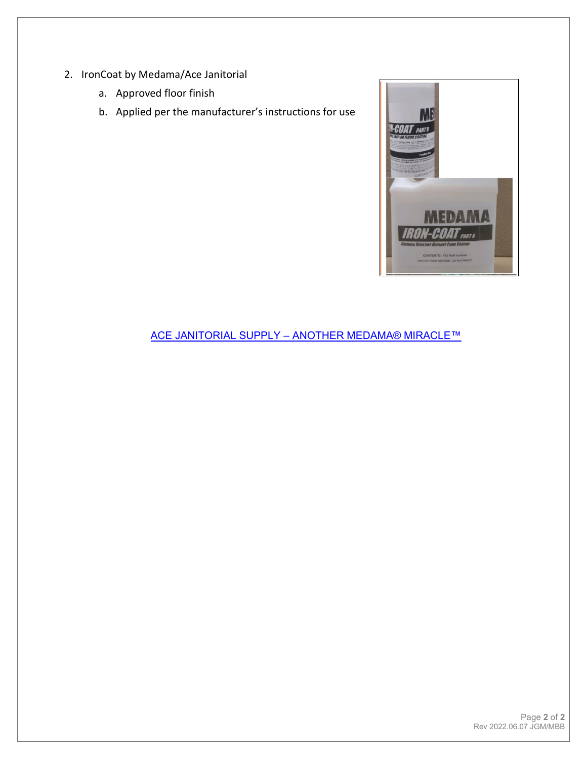2. IronCoat by Medama/Ace Janitorial
    a. Approved floor finish
    b. Applied per the manufacturer's instructions for use

[ACE JANITORIAL SUPPLY – ANOTHER MEDAMA® MIRACLE™]

Rev 2022.06.07 JGM/MBB